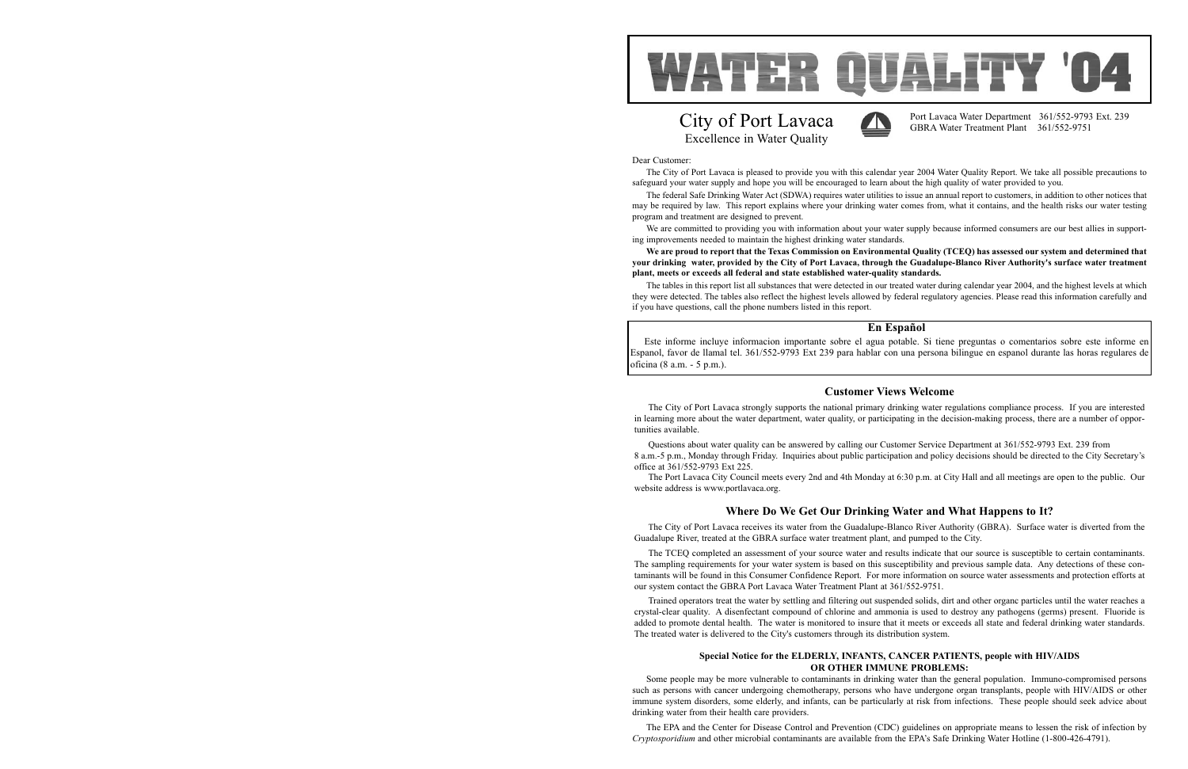# WATER QUALITY '04

## City of Port Lavaca

Excellence in Water Quality

Port Lavaca Water Department 361/552-9793 Ext. 239
GBRA Water Treatment Plant 361/552-9751

Dear Customer:

The City of Port Lavaca is pleased to provide you with this calendar year 2004 Water Quality Report. We take all possible precautions to safeguard your water supply and hope you will be encouraged to learn about the high quality of water provided to you.

The federal Safe Drinking Water Act (SDWA) requires water utilities to issue an annual report to customers, in addition to other notices that may be required by law. This report explains where your drinking water comes from, what it contains, and the health risks our water testing program and treatment are designed to prevent.

We are committed to providing you with information about your water supply because informed consumers are our best allies in supporting improvements needed to maintain the highest drinking water standards.

**We are proud to report that the Texas Commission on Environmental Quality (TCEQ) has assessed our system and determined that your drinking water, provided by the City of Port Lavaca, through the Guadalupe-Blanco River Authority's surface water treatment plant, meets or exceeds all federal and state established water-quality standards.**

The tables in this report list all substances that were detected in our treated water during calendar year 2004, and the highest levels at which they were detected. The tables also reflect the highest levels allowed by federal regulatory agencies. Please read this information carefully and if you have questions, call the phone numbers listed in this report.

### En Español

Este informe incluye informacion importante sobre el agua potable. Si tiene preguntas o comentarios sobre este informe en Espanol, favor de llamal tel. 361/552-9793 Ext 239 para hablar con una persona bilingue en espanol durante las horas regulares de oficina (8 a.m. - 5 p.m.).

### Customer Views Welcome

The City of Port Lavaca strongly supports the national primary drinking water regulations compliance process. If you are interested in learning more about the water department, water quality, or participating in the decision-making process, there are a number of opportunities available.

Questions about water quality can be answered by calling our Customer Service Department at 361/552-9793 Ext. 239 from 8 a.m.-5 p.m., Monday through Friday. Inquiries about public participation and policy decisions should be directed to the City Secretary's office at 361/552-9793 Ext 225.

The Port Lavaca City Council meets every 2nd and 4th Monday at 6:30 p.m. at City Hall and all meetings are open to the public. Our website address is www.portlavaca.org.

### Where Do We Get Our Drinking Water and What Happens to It?

The City of Port Lavaca receives its water from the Guadalupe-Blanco River Authority (GBRA). Surface water is diverted from the Guadalupe River, treated at the GBRA surface water treatment plant, and pumped to the City.

The TCEQ completed an assessment of your source water and results indicate that our source is susceptible to certain contaminants. The sampling requirements for your water system is based on this susceptibility and previous sample data. Any detections of these contaminants will be found in this Consumer Confidence Report. For more information on source water assessments and protection efforts at our system contact the GBRA Port Lavaca Water Treatment Plant at 361/552-9751.

Trained operators treat the water by settling and filtering out suspended solids, dirt and other organc particles until the water reaches a crystal-clear quality. A disenfectant compound of chlorine and ammonia is used to destroy any pathogens (germs) present. Fluoride is added to promote dental health. The water is monitored to insure that it meets or exceeds all state and federal drinking water standards. The treated water is delivered to the City's customers through its distribution system.

#### Special Notice for the ELDERLY, INFANTS, CANCER PATIENTS, people with HIV/AIDS OR OTHER IMMUNE PROBLEMS:

Some people may be more vulnerable to contaminants in drinking water than the general population. Immuno-compromised persons such as persons with cancer undergoing chemotherapy, persons who have undergone organ transplants, people with HIV/AIDS or other immune system disorders, some elderly, and infants, can be particularly at risk from infections. These people should seek advice about drinking water from their health care providers.

The EPA and the Center for Disease Control and Prevention (CDC) guidelines on appropriate means to lessen the risk of infection by *Cryptosporidium* and other microbial contaminants are available from the EPA's Safe Drinking Water Hotline (1-800-426-4791).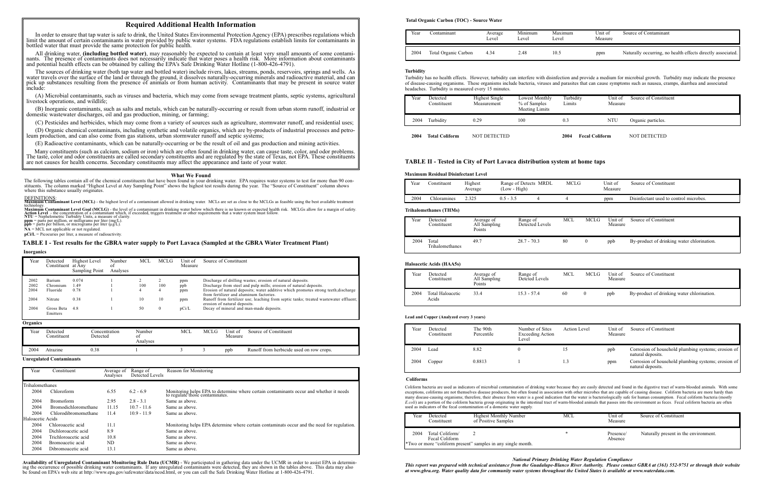## Required Additional Health Information

In order to ensure that tap water is safe to drink, the United States Environmental Protection Agency (EPA) prescribes regulations which limit the amount of certain contaminants in water provided by public water systems. FDA regulations establish limits for contaminants in bottled water that must provide the same protection for public health.

All drinking water, **(including bottled water)**, may reasonably be expected to contain at least very small amounts of some contaminants. The presence of contaminants does not necessarily indicate that water poses a health risk. More information about contaminants and potential health effects can be obtained by calling the EPA's Safe Drinking Water Hotline (1-800-426-4791).

The sources of drinking water (both tap water and bottled water) include rivers, lakes, streams, ponds, reservoirs, springs and wells. As water travels over the surface of the land or through the ground, it dissolves naturally-occurring minerals and radioactive material, and can pick up substances resulting from the presence of animals or from human activity. Contaminants that may be present in source water include:

(A) Microbial contaminants, such as viruses and bacteria, which may come from sewage treatment plants, septic systems, agricultural livestock operations, and wildlife;

(B) Inorganic contaminants, such as salts and metals, which can be naturally-occurring or result from urban storm runoff, industrial or domestic wastewater discharges, oil and gas production, mining, or farming;

(C) Pesticides and herbicides, which may come from a variety of sources such as agriculture, stormwater runoff, and residential uses;

(D) Organic chemical contaminants, including synthetic and volatile organics, which are by-products of industrial processes and petroleum production, and can also come from gas stations, urban stormwater runoff and septic systems;

(E) Radioactive contaminants, which can be naturally-occurring or be the result of oil and gas production and mining activities.

Many constituents (such as calcium, sodium or iron) which are often found in drinking water, can cause taste, color, and odor problems. The taste, color and odor constituents are called secondary constituents and are regulated by the state of Texas, not EPA. These constituents are not causes for health concerns. Secondary constituents may affect the appearance and taste of your water.

### What We Found

The following tables contain all of the chemical constituents that have been found in your drinking water. EPA requires water systems to test for more than 90 constituents. The column marked "Highest Level at Any Sampling Point" shows the highest test results during the year. The "Source of Constituent" shows where this substance usually originates.

DEFINITIONS:
**Maximum Contaminant Level (MCL)** - the highest level of a contaminant allowed in drinking water. MCLs are set as close to the MCLGs as feasible using the best available treatment technology.
**Maximum Contaminant Level Goal (MCLG)** - the level of a contaminant in drinking water below which there is no known or expected health risk. MCLGs allow for a margin of safety.
**Action Level** - the concentration of a contaminant which, if exceeded, triggers treatment or other requirements that a water system must follow.
**NTU** = Nephelometric Turbidity Units, a measure of clarity.
**ppm** = parts per million, or milligrams per liter (mg/L).
**ppb** = parts per billion, or micrograms per liter (µg/L).
**NA** = MCL not applicable or not regulated.
**pCi/L** = Picocuries per liter, a measure of radioactivity.

### TABLE I - Test results for the GBRA water supply to Port Lavaca (Sampled at the GBRA Water Treatment Plant)

**Inorganics**

| Year | Detected Constituent | Highest Level at Any Sampling Point | Number of Analyses | MCL | MCLG | Unit of Measure | Source of Constituent |
|---|---|---|---|---|---|---|---|
| 2002 | Barium | 0.074 | 1 | 2 | 2 | ppm | Discharge of drilling wastes; erosion of natural deposits. |
| 2002 | Chromium | 1.49 | 1 | 100 | 100 | ppb | Discharge from steel and pulp mills; erosion of natural deposits. |
| 2004 | Fluoride | 0.78 | 1 | 4 | 4 | ppm | Erosion of natural deposits; water additive which promotes strong teeth;discharge from fertilizer and aluminum factories. |
| 2004 | Nitrate | 0.38 | 1 | 10 | 10 | ppm | Runoff from fertilizer use; leaching from septic tanks; treated wastewater effluent; erosion of natural deposits. |
| 2004 | Gross Beta Emitters | 4.8 | 1 | 50 | 0 | pCi/L | Decay of mineral and man-made deposits. |

**Organics**

| Year | Detected Constituent | Concentration Detected | Number of Analyses | MCL | MCLG | Unit of Measure | Source of Constituent |
|---|---|---|---|---|---|---|---|
| 2004 | Atrazine | 0.38 | 1 | 3 | 3 | ppb | Runoff from herbicide used on row crops. |

**Unregulated Contaminants**

| Year | Constituent | Average of Analyses | Range of Detected Levels | Reason for Monitoring |
|---|---|---|---|---|
| Trihalomethanes | | | | |
| 2004 | Chloroform | 6.55 | 6.2 - 6.9 | Monitoring helps EPA to determine where certain contaminants occur and whether it needs to regulate those contaminates. |
| 2004 | Bromoform | 2.95 | 2.8 - 3.1 | Same as above. |
| 2004 | Bromodichloromethane | 11.15 | 10.7 - 11.6 | Same as above. |
| 2004 | Chlorodibromomethane | 11.4 | 10.9 - 11.9 | Same as above. |
| Haloacetic Acids | | | | |
| 2004 | Chloroacetic acid | 11.1 | | Monitoring helps EPA determine where certain contaminants occur and the need for regulation. |
| 2004 | Dichloroacetic acid | 8.9 | | Same as above. |
| 2004 | Trichloroacetic acid | 10.8 | | Same as above. |
| 2004 | Bromoacetic acid | ND | | Same as above. |
| 2004 | Dibromoacetic acid | 13.1 | | Same as above. |

**Availability of Unregulated Contaminant Monitoring Rule Data (UCMR)** - We participated in gathering data under the UCMR in order to assist EPA in determining the occurrence of possible drinking water contaminants. If any unregulated contaminants were detected, they are shown in the tables above. This data may also be found on EPA's web site at http://www.epa.gov/safewater/data/ncod.html, or you can call the Safe Drinking Water Hotline at 1-800-426-4791.

**Total Organic Carbon (TOC) - Source Water**

| Year | Contaminant | Average Level | Minimum Level | Maximum Level | Unit of Measure | Source of Contaminant |
|---|---|---|---|---|---|---|
| 2004 | Total Organic Carbon | 4.34 | 2.48 | 10.5 | ppm | Naturally occurring, no health effects directly associated. |

**Turbidity**

Turbidity has no health effects. However, turbidity can interfere with disinfection and provide a medium for microbial growth. Turbidity may indicate the presence of disease-causing organisms. These organisms include bacteria, viruses and parasites that can cause symptoms such as nausea, cramps, diarrhea and associated headaches. Turbidity is measured every 15 minutes.

| Year | Detected Constituent | Highest Single Measurement | Lowest Monthly % of Samples Meeting Limits | Turbidity Limits | Unit of Measure | Source of Constituent |
|---|---|---|---|---|---|---|
| 2004 | Turbidity | 0.29 | 100 | 0.3 | NTU | Organic particles. |

| | | | | |
|---|---|---|---|---|
| **2004** | **Total Coliform** | NOT DETECTED | **2004 Fecal Coliform** | NOT DETECTED |

### TABLE II - Tested in City of Port Lavaca distribution system at home taps

**Maximum Residual Disinfectant Level**

| Year | Constituent | Highest Average | Range of Detects (Low - High) | MRDL | MCLG | Unit of Measure | Source of Constituent |
|---|---|---|---|---|---|---|---|
| 2004 | Chloramines | 2.325 | 0.5 - 3.5 | 4 | 4 | ppm | Disinfectant used to control microbes. |

**Trihalomethanes (THMs)**

| Year | Detected Constituent | Average of All Sampling Points | Range of Detected Levels | MCL | MCLG | Unit of Measure | Source of Constituent |
|---|---|---|---|---|---|---|---|
| 2004 | Total Trihalomethanes | 49.7 | 28.7 - 70.3 | 80 | 0 | ppb | By-product of drinking water chlorination. |

**Haloacetic Acids (HAA5s)**

| Year | Detected Constituent | Average of All Sampling Points | Range of Detcted Levels | MCL | MCLG | Unit of Measure | Source of Constituent |
|---|---|---|---|---|---|---|---|
| 2004 | Total Haloacetic Acids | 33.4 | 15.3 - 57.4 | 60 | 0 | ppb | By-product of drinking water chlorination. |

**Lead and Copper (Analyzed every 3 years)**

| Year | Detected Constituent | The 90th Percentile | Number of Sites Exceeding Action Level | Action Level | Unit of Measure | Source of Constituent |
|---|---|---|---|---|---|---|
| 2004 | Lead | 8.82 | 0 | 15 | ppb | Corrosion of household plumbing systems; erosion of natural deposits. |
| 2004 | Copper | 0.8813 | 1 | 1.3 | ppm | Corrosion of household plumbing systems; erosion of natural deposits. |

**Coliforms**

Coliform bacteria are used as indicators of microbial contamination of drinking water because they are easily detected and found in the digestive tract of warm-blooded animals. With some exceptions, coliforms are not themselves disease producers, but often found in association with other microbes that are capable of causing disease. Coliform bacteria are more hardy than many disease-causing organisms; therefore, their absence from water is a good indication that the water is bacteriologically safe for human consumption. Fecal coliform bacteria (mostly *E.coli*) are a portion of the coliform bacteria group originating in the intestinal tract of warm-blooded animals that passes into the environment as feces. Fecal coliform bacteria are often used as indicators of the fecal contamination of a domestic water supply.

| Year | Detected Constituent | Highest Monthly Number of Positive Samples | MCL | Unit of Measure | Source of Constituent |
|---|---|---|---|---|---|
| 2004 | Total Coliform/ Fecal Coliform | 2 | * | Presence/ Absence | Naturally present in the environment. |

*Two or more "coliform present" samples in any single month.

***National Primary Drinking Water Regulation Compliance***

***This report was prepared with technical assistance from the Guadalupe-Blanco River Authority. Please contact GBRA at (361) 552-9751 or through their website at www.gbra.org. Water quality data for community water systems throughout the United States is available at www.waterdata.com.***